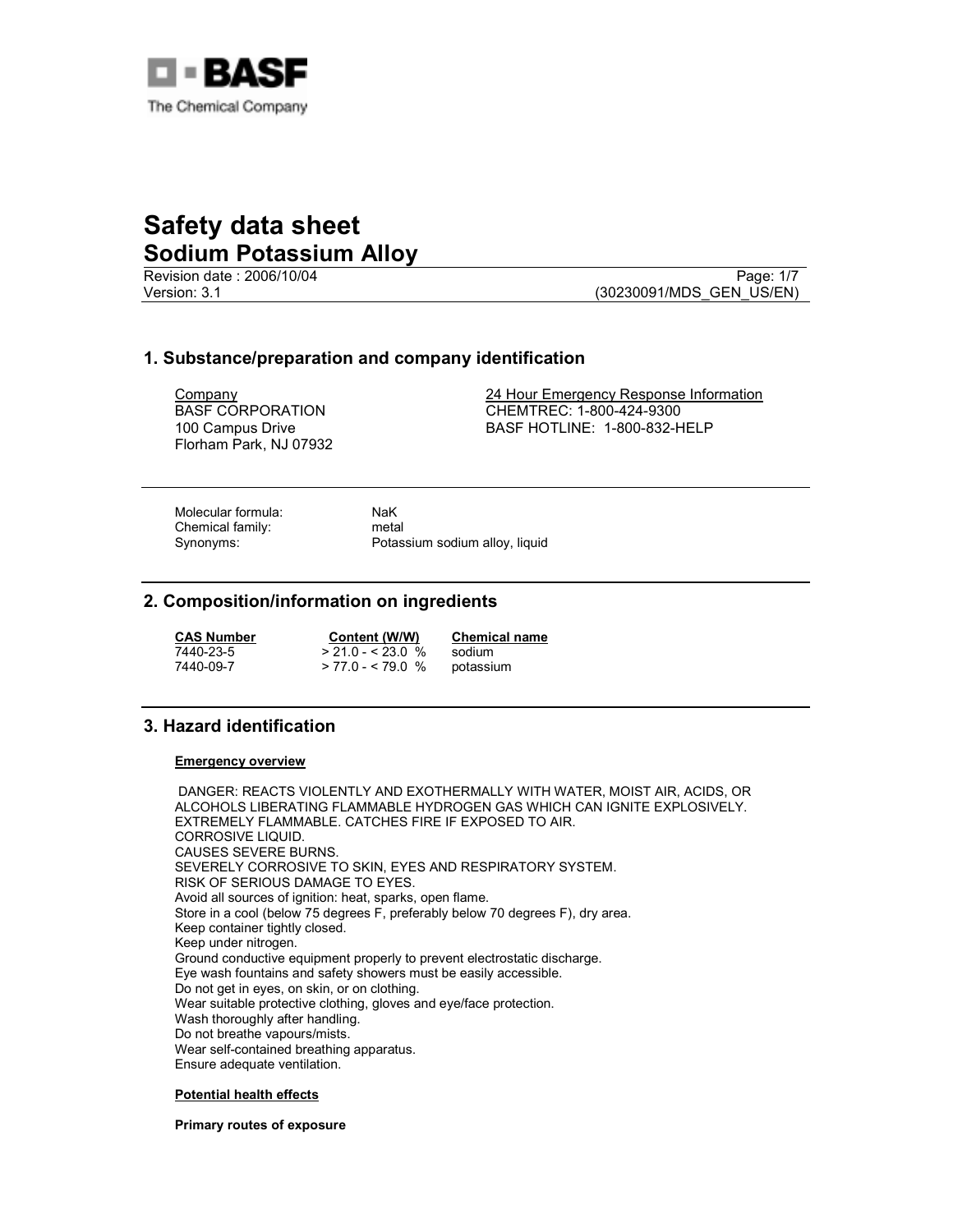BASF
The Chemical Company

# Safety data sheet
## Sodium Potassium Alloy

Revision date : 2006/10/04
Version: 3.1

(30230091/MDS_GEN_US/EN)

## 1. Substance/preparation and company identification

Company
BASF CORPORATION
100 Campus Drive
Florham Park, NJ 07932

24 Hour Emergency Response Information
CHEMTREC: 1-800-424-9300
BASF HOTLINE: 1-800-832-HELP

Molecular formula: NaK
Chemical family: metal
Synonyms: Potassium sodium alloy, liquid

## 2. Composition/information on ingredients

| CAS Number | Content (W/W) | Chemical name |
|---|---|---|
| 7440-23-5 | > 21.0 - < 23.0 % | sodium |
| 7440-09-7 | > 77.0 - < 79.0 % | potassium |

## 3. Hazard identification

**Emergency overview**

DANGER: REACTS VIOLENTLY AND EXOTHERMALLY WITH WATER, MOIST AIR, ACIDS, OR ALCOHOLS LIBERATING FLAMMABLE HYDROGEN GAS WHICH CAN IGNITE EXPLOSIVELY.
EXTREMELY FLAMMABLE. CATCHES FIRE IF EXPOSED TO AIR.
CORROSIVE LIQUID.
CAUSES SEVERE BURNS.
SEVERELY CORROSIVE TO SKIN, EYES AND RESPIRATORY SYSTEM.
RISK OF SERIOUS DAMAGE TO EYES.
Avoid all sources of ignition: heat, sparks, open flame.
Store in a cool (below 75 degrees F, preferably below 70 degrees F), dry area.
Keep container tightly closed.
Keep under nitrogen.
Ground conductive equipment properly to prevent electrostatic discharge.
Eye wash fountains and safety showers must be easily accessible.
Do not get in eyes, on skin, or on clothing.
Wear suitable protective clothing, gloves and eye/face protection.
Wash thoroughly after handling.
Do not breathe vapours/mists.
Wear self-contained breathing apparatus.
Ensure adequate ventilation.

**Potential health effects**

**Primary routes of exposure**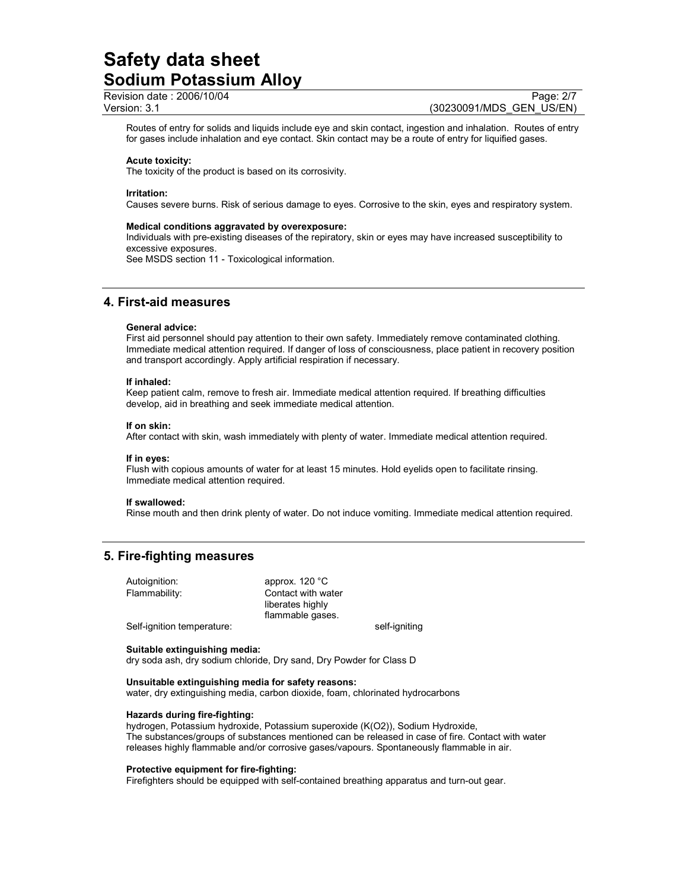Routes of entry for solids and liquids include eye and skin contact, ingestion and inhalation. Routes of entry for gases include inhalation and eye contact. Skin contact may be a route of entry for liquified gases.

**Acute toxicity:**
The toxicity of the product is based on its corrosivity.

**Irritation:**
Causes severe burns. Risk of serious damage to eyes. Corrosive to the skin, eyes and respiratory system.

**Medical conditions aggravated by overexposure:**
Individuals with pre-existing diseases of the repiratory, skin or eyes may have increased susceptibility to excessive exposures.
See MSDS section 11 - Toxicological information.

## 4. First-aid measures

**General advice:**
First aid personnel should pay attention to their own safety. Immediately remove contaminated clothing. Immediate medical attention required. If danger of loss of consciousness, place patient in recovery position and transport accordingly. Apply artificial respiration if necessary.

**If inhaled:**
Keep patient calm, remove to fresh air. Immediate medical attention required. If breathing difficulties develop, aid in breathing and seek immediate medical attention.

**If on skin:**
After contact with skin, wash immediately with plenty of water. Immediate medical attention required.

**If in eyes:**
Flush with copious amounts of water for at least 15 minutes. Hold eyelids open to facilitate rinsing. Immediate medical attention required.

**If swallowed:**
Rinse mouth and then drink plenty of water. Do not induce vomiting. Immediate medical attention required.

## 5. Fire-fighting measures

| | |
|---|---|
| Autoignition: | approx. 120 °C |
| Flammability: | Contact with water liberates highly flammable gases. |
| Self-ignition temperature: | self-igniting |

**Suitable extinguishing media:**
dry soda ash, dry sodium chloride, Dry sand, Dry Powder for Class D

**Unsuitable extinguishing media for safety reasons:**
water, dry extinguishing media, carbon dioxide, foam, chlorinated hydrocarbons

**Hazards during fire-fighting:**
hydrogen, Potassium hydroxide, Potassium superoxide (K(O2)), Sodium Hydroxide,
The substances/groups of substances mentioned can be released in case of fire. Contact with water releases highly flammable and/or corrosive gases/vapours. Spontaneously flammable in air.

**Protective equipment for fire-fighting:**
Firefighters should be equipped with self-contained breathing apparatus and turn-out gear.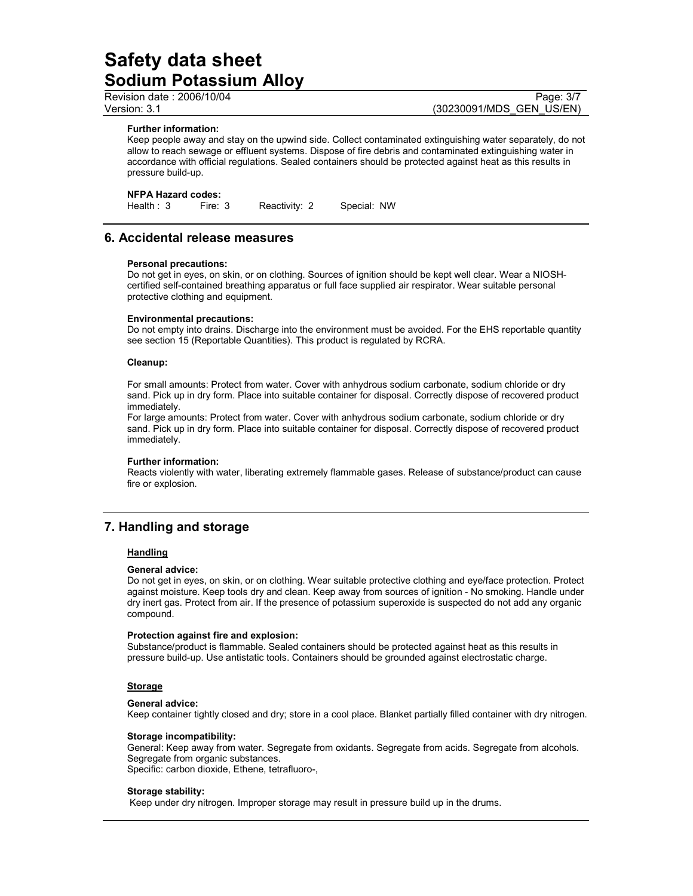**Further information:**
Keep people away and stay on the upwind side. Collect contaminated extinguishing water separately, do not allow to reach sewage or effluent systems. Dispose of fire debris and contaminated extinguishing water in accordance with official regulations. Sealed containers should be protected against heat as this results in pressure build-up.

**NFPA Hazard codes:**
Health : 3 Fire: 3 Reactivity: 2 Special: NW

## 6. Accidental release measures

**Personal precautions:**
Do not get in eyes, on skin, or on clothing. Sources of ignition should be kept well clear. Wear a NIOSH-certified self-contained breathing apparatus or full face supplied air respirator. Wear suitable personal protective clothing and equipment.

**Environmental precautions:**
Do not empty into drains. Discharge into the environment must be avoided. For the EHS reportable quantity see section 15 (Reportable Quantities). This product is regulated by RCRA.

**Cleanup:**

For small amounts: Protect from water. Cover with anhydrous sodium carbonate, sodium chloride or dry sand. Pick up in dry form. Place into suitable container for disposal. Correctly dispose of recovered product immediately.
For large amounts: Protect from water. Cover with anhydrous sodium carbonate, sodium chloride or dry sand. Pick up in dry form. Place into suitable container for disposal. Correctly dispose of recovered product immediately.

**Further information:**
Reacts violently with water, liberating extremely flammable gases. Release of substance/product can cause fire or explosion.

## 7. Handling and storage

### Handling

**General advice:**
Do not get in eyes, on skin, or on clothing. Wear suitable protective clothing and eye/face protection. Protect against moisture. Keep tools dry and clean. Keep away from sources of ignition - No smoking. Handle under dry inert gas. Protect from air. If the presence of potassium superoxide is suspected do not add any organic compound.

**Protection against fire and explosion:**
Substance/product is flammable. Sealed containers should be protected against heat as this results in pressure build-up. Use antistatic tools. Containers should be grounded against electrostatic charge.

### Storage

**General advice:**
Keep container tightly closed and dry; store in a cool place. Blanket partially filled container with dry nitrogen.

**Storage incompatibility:**
General: Keep away from water. Segregate from oxidants. Segregate from acids. Segregate from alcohols. Segregate from organic substances.
Specific: carbon dioxide, Ethene, tetrafluoro-,

**Storage stability:**
Keep under dry nitrogen. Improper storage may result in pressure build up in the drums.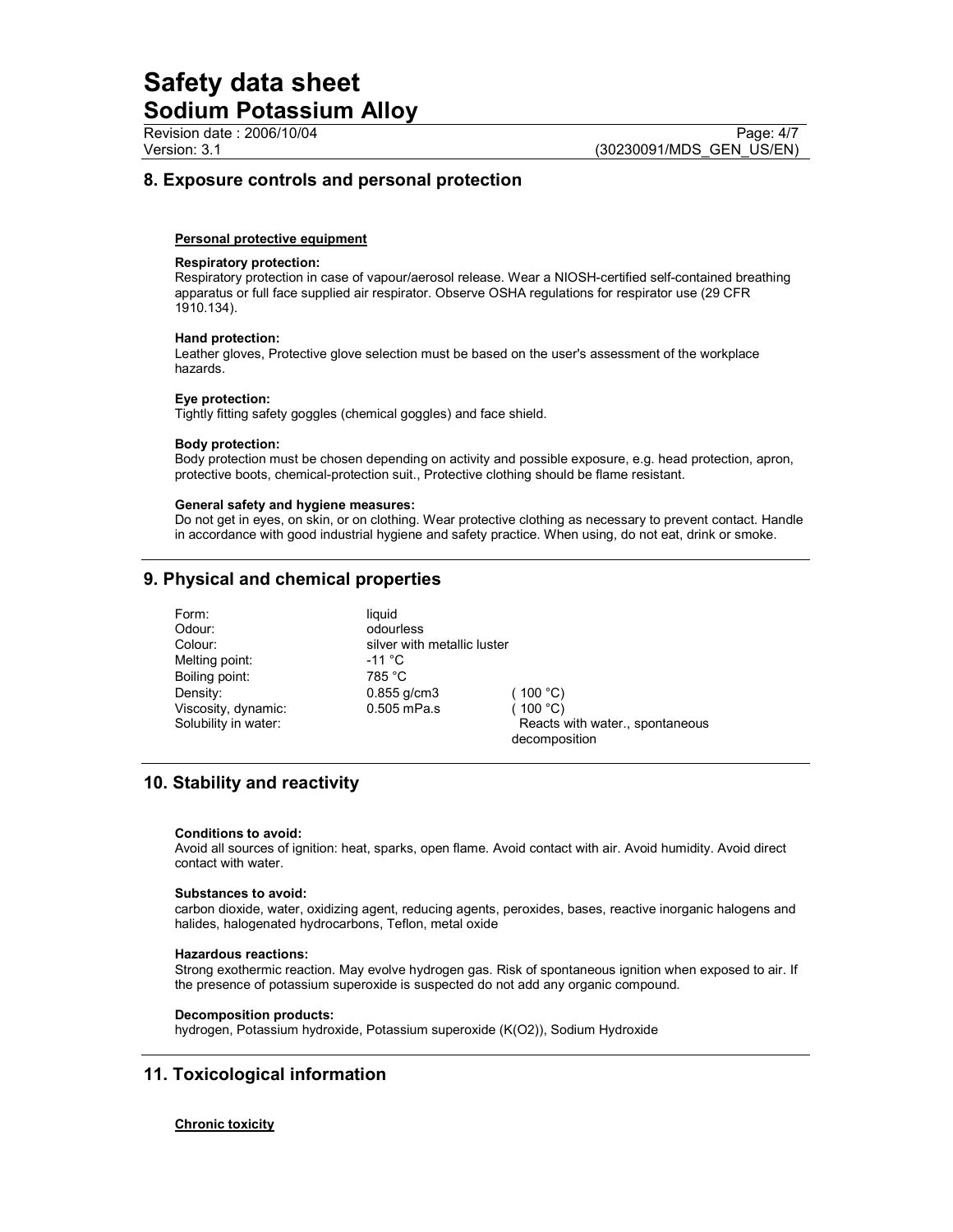## 8. Exposure controls and personal protection

**Personal protective equipment**

**Respiratory protection:**
Respiratory protection in case of vapour/aerosol release. Wear a NIOSH-certified self-contained breathing apparatus or full face supplied air respirator. Observe OSHA regulations for respirator use (29 CFR 1910.134).

**Hand protection:**
Leather gloves, Protective glove selection must be based on the user's assessment of the workplace hazards.

**Eye protection:**
Tightly fitting safety goggles (chemical goggles) and face shield.

**Body protection:**
Body protection must be chosen depending on activity and possible exposure, e.g. head protection, apron, protective boots, chemical-protection suit., Protective clothing should be flame resistant.

**General safety and hygiene measures:**
Do not get in eyes, on skin, or on clothing. Wear protective clothing as necessary to prevent contact. Handle in accordance with good industrial hygiene and safety practice. When using, do not eat, drink or smoke.

## 9. Physical and chemical properties

| | | |
|---|---|---|
| Form: | liquid | |
| Odour: | odourless | |
| Colour: | silver with metallic luster | |
| Melting point: | -11 °C | |
| Boiling point: | 785 °C | |
| Density: | 0.855 g/cm3 | ( 100 °C) |
| Viscosity, dynamic: | 0.505 mPa.s | ( 100 °C) |
| Solubility in water: | | Reacts with water., spontaneous decomposition |

## 10. Stability and reactivity

**Conditions to avoid:**
Avoid all sources of ignition: heat, sparks, open flame. Avoid contact with air. Avoid humidity. Avoid direct contact with water.

**Substances to avoid:**
carbon dioxide, water, oxidizing agent, reducing agents, peroxides, bases, reactive inorganic halogens and halides, halogenated hydrocarbons, Teflon, metal oxide

**Hazardous reactions:**
Strong exothermic reaction. May evolve hydrogen gas. Risk of spontaneous ignition when exposed to air. If the presence of potassium superoxide is suspected do not add any organic compound.

**Decomposition products:**
hydrogen, Potassium hydroxide, Potassium superoxide (K(O2)), Sodium Hydroxide

## 11. Toxicological information

**Chronic toxicity**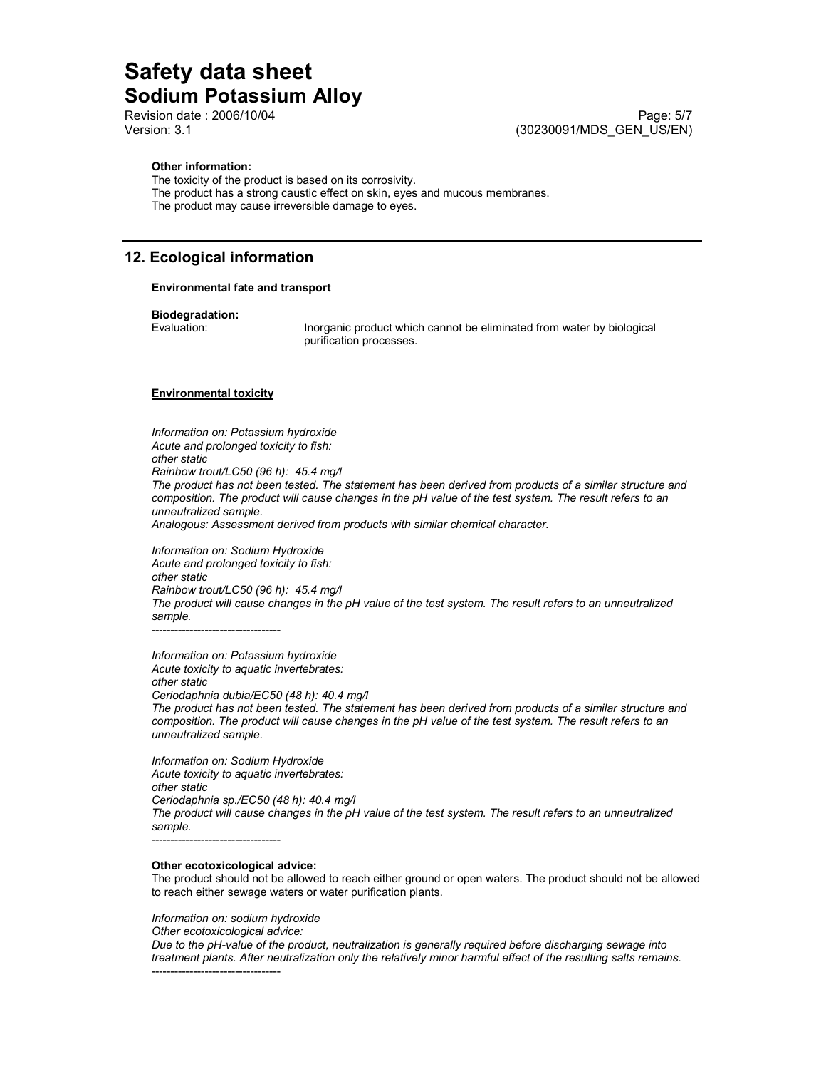**Other information:**
The toxicity of the product is based on its corrosivity.
The product has a strong caustic effect on skin, eyes and mucous membranes.
The product may cause irreversible damage to eyes.

## 12. Ecological information

**Environmental fate and transport**

**Biodegradation:**
Evaluation: Inorganic product which cannot be eliminated from water by biological purification processes.

**Environmental toxicity**

*Information on: Potassium hydroxide*
*Acute and prolonged toxicity to fish:*
*other static*
*Rainbow trout/LC50 (96 h): 45.4 mg/l*
*The product has not been tested. The statement has been derived from products of a similar structure and composition. The product will cause changes in the pH value of the test system. The result refers to an unneutralized sample.*
*Analogous: Assessment derived from products with similar chemical character.*

*Information on: Sodium Hydroxide*
*Acute and prolonged toxicity to fish:*
*other static*
*Rainbow trout/LC50 (96 h): 45.4 mg/l*
*The product will cause changes in the pH value of the test system. The result refers to an unneutralized sample.*
----------------------------------

*Information on: Potassium hydroxide*
*Acute toxicity to aquatic invertebrates:*
*other static*
*Ceriodaphnia dubia/EC50 (48 h): 40.4 mg/l*
*The product has not been tested. The statement has been derived from products of a similar structure and composition. The product will cause changes in the pH value of the test system. The result refers to an unneutralized sample.*

*Information on: Sodium Hydroxide*
*Acute toxicity to aquatic invertebrates:*
*other static*
*Ceriodaphnia sp./EC50 (48 h): 40.4 mg/l*
*The product will cause changes in the pH value of the test system. The result refers to an unneutralized sample.*
----------------------------------

**Other ecotoxicological advice:**
The product should not be allowed to reach either ground or open waters. The product should not be allowed to reach either sewage waters or water purification plants.

*Information on: sodium hydroxide*
*Other ecotoxicological advice:*
*Due to the pH-value of the product, neutralization is generally required before discharging sewage into treatment plants. After neutralization only the relatively minor harmful effect of the resulting salts remains.*
----------------------------------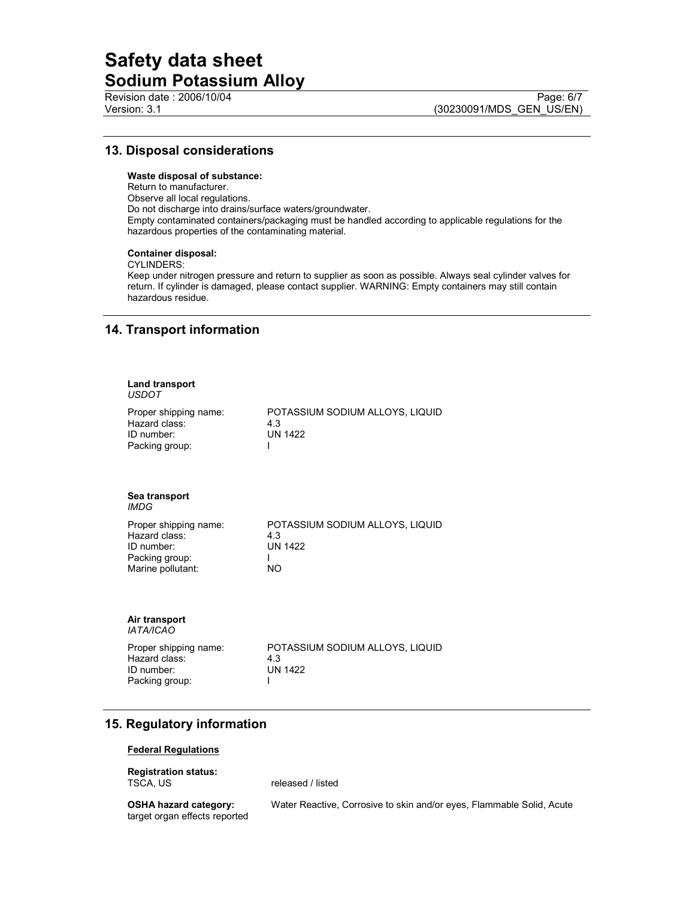## 13. Disposal considerations

**Waste disposal of substance:**
Return to manufacturer.
Observe all local regulations.
Do not discharge into drains/surface waters/groundwater.
Empty contaminated containers/packaging must be handled according to applicable regulations for the hazardous properties of the contaminating material.

**Container disposal:**
CYLINDERS:
Keep under nitrogen pressure and return to supplier as soon as possible. Always seal cylinder valves for return. If cylinder is damaged, please contact supplier. WARNING: Empty containers may still contain hazardous residue.

## 14. Transport information

**Land transport**
*USDOT*

| | |
|---|---|
| Proper shipping name: | POTASSIUM SODIUM ALLOYS, LIQUID |
| Hazard class: | 4.3 |
| ID number: | UN 1422 |
| Packing group: | I |

**Sea transport**
*IMDG*

| | |
|---|---|
| Proper shipping name: | POTASSIUM SODIUM ALLOYS, LIQUID |
| Hazard class: | 4.3 |
| ID number: | UN 1422 |
| Packing group: | I |
| Marine pollutant: | NO |

**Air transport**
*IATA/ICAO*

| | |
|---|---|
| Proper shipping name: | POTASSIUM SODIUM ALLOYS, LIQUID |
| Hazard class: | 4.3 |
| ID number: | UN 1422 |
| Packing group: | I |

## 15. Regulatory information

**Federal Regulations**

**Registration status:**
TSCA, US released / listed

**OSHA hazard category:** Water Reactive, Corrosive to skin and/or eyes, Flammable Solid, Acute target organ effects reported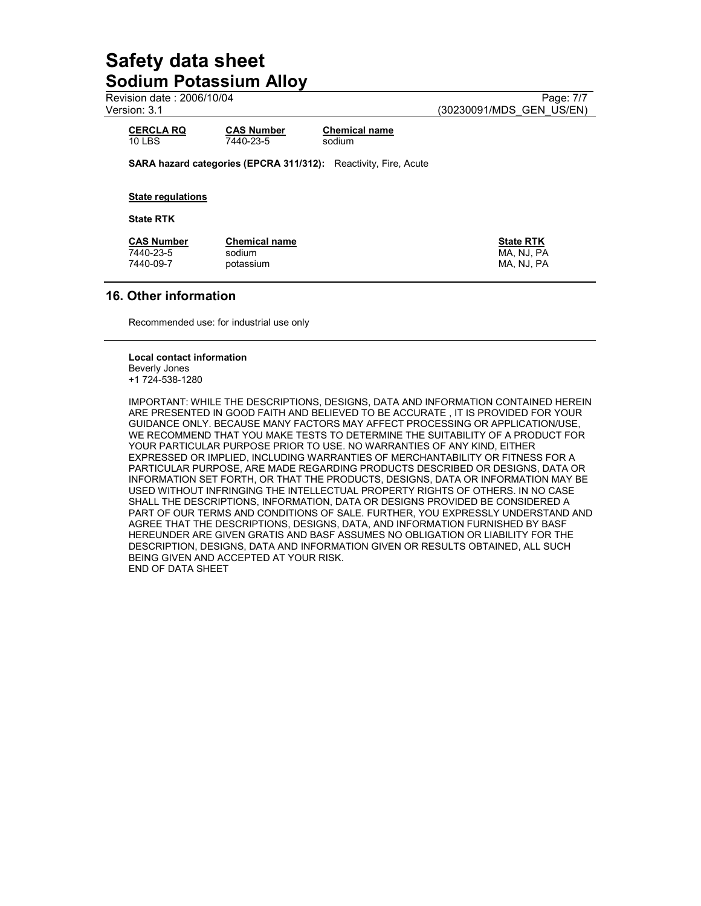| CERCLA RQ | CAS Number | Chemical name |
|---|---|---|
| 10 LBS | 7440-23-5 | sodium |

**SARA hazard categories (EPCRA 311/312):** Reactivity, Fire, Acute

**State regulations**

**State RTK**

| CAS Number | Chemical name | State RTK |
|---|---|---|
| 7440-23-5 | sodium | MA, NJ, PA |
| 7440-09-7 | potassium | MA, NJ, PA |

## 16. Other information

Recommended use: for industrial use only

**Local contact information**
Beverly Jones
+1 724-538-1280

IMPORTANT: WHILE THE DESCRIPTIONS, DESIGNS, DATA AND INFORMATION CONTAINED HEREIN ARE PRESENTED IN GOOD FAITH AND BELIEVED TO BE ACCURATE , IT IS PROVIDED FOR YOUR GUIDANCE ONLY. BECAUSE MANY FACTORS MAY AFFECT PROCESSING OR APPLICATION/USE, WE RECOMMEND THAT YOU MAKE TESTS TO DETERMINE THE SUITABILITY OF A PRODUCT FOR YOUR PARTICULAR PURPOSE PRIOR TO USE. NO WARRANTIES OF ANY KIND, EITHER EXPRESSED OR IMPLIED, INCLUDING WARRANTIES OF MERCHANTABILITY OR FITNESS FOR A PARTICULAR PURPOSE, ARE MADE REGARDING PRODUCTS DESCRIBED OR DESIGNS, DATA OR INFORMATION SET FORTH, OR THAT THE PRODUCTS, DESIGNS, DATA OR INFORMATION MAY BE USED WITHOUT INFRINGING THE INTELLECTUAL PROPERTY RIGHTS OF OTHERS. IN NO CASE SHALL THE DESCRIPTIONS, INFORMATION, DATA OR DESIGNS PROVIDED BE CONSIDERED A PART OF OUR TERMS AND CONDITIONS OF SALE. FURTHER, YOU EXPRESSLY UNDERSTAND AND AGREE THAT THE DESCRIPTIONS, DESIGNS, DATA, AND INFORMATION FURNISHED BY BASF HEREUNDER ARE GIVEN GRATIS AND BASF ASSUMES NO OBLIGATION OR LIABILITY FOR THE DESCRIPTION, DESIGNS, DATA AND INFORMATION GIVEN OR RESULTS OBTAINED, ALL SUCH BEING GIVEN AND ACCEPTED AT YOUR RISK.
END OF DATA SHEET